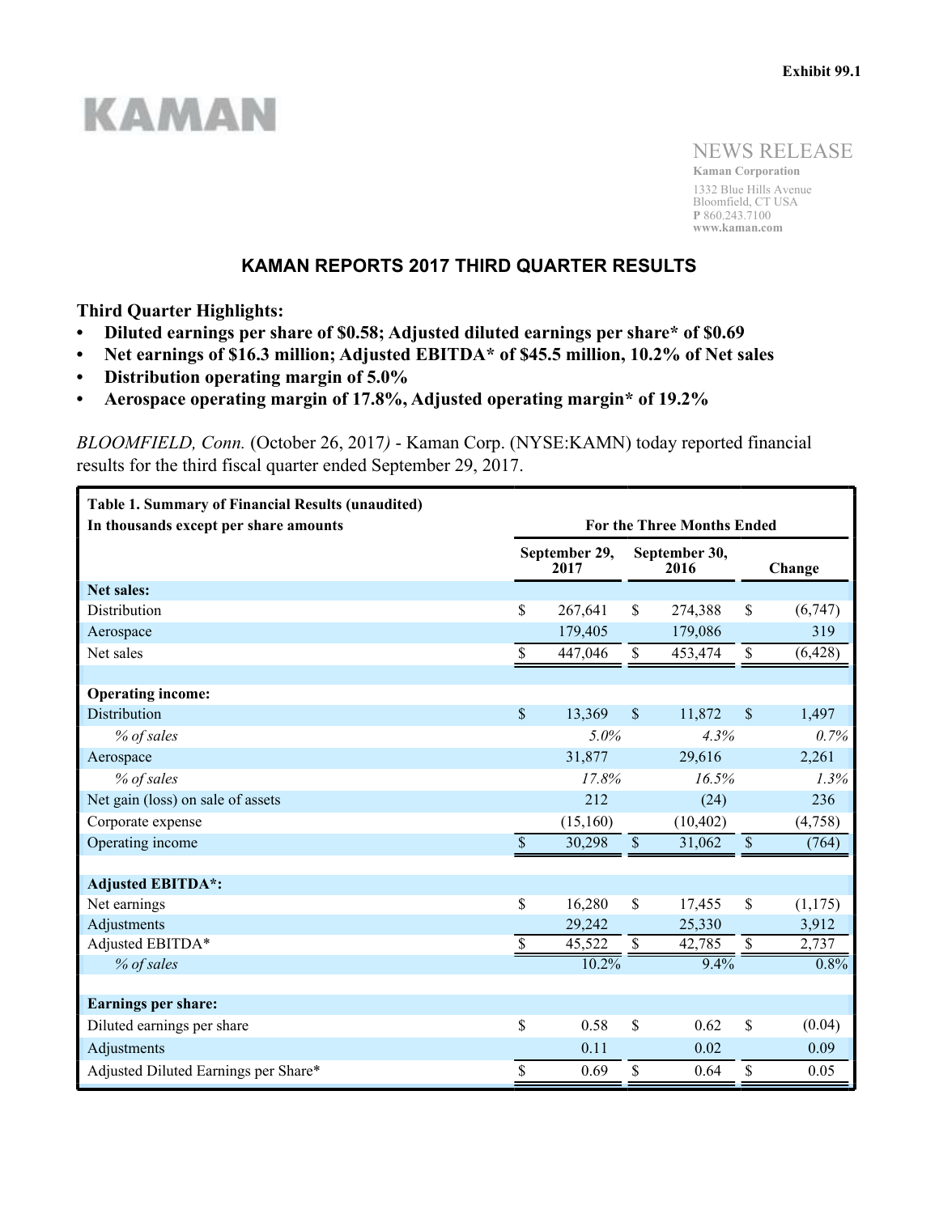Exhibit 99.1

KAMAN

NEWS RELEASE

**Kaman Corporation**
1332 Blue Hills Avenue
Bloomfield, CT USA
**P** 860.243.7100
**www.kaman.com**

# KAMAN REPORTS 2017 THIRD QUARTER RESULTS

**Third Quarter Highlights:**

- **Diluted earnings per share of $0.58; Adjusted diluted earnings per share* of $0.69**
- **Net earnings of $16.3 million; Adjusted EBITDA* of $45.5 million, 10.2% of Net sales**
- **Distribution operating margin of 5.0%**
- **Aerospace operating margin of 17.8%, Adjusted operating margin* of 19.2%**

*BLOOMFIELD, Conn.* (October 26, 2017*)* - Kaman Corp. (NYSE:KAMN) today reported financial results for the third fiscal quarter ended September 29, 2017.

| **Table 1. Summary of Financial Results (unaudited)**<br>**In thousands except per share amounts** | **For the Three Months Ended** | | |
|---|---|---|---|
| | **September 29, 2017** | **September 30, 2016** | **Change** |
| **Net sales:** | | | |
| Distribution | $ 267,641 | $ 274,388 | $ (6,747) |
| Aerospace | 179,405 | 179,086 | 319 |
| Net sales | $ 447,046 | $ 453,474 | $ (6,428) |
| | | | |
| **Operating income:** | | | |
| Distribution | $ 13,369 | $ 11,872 | $ 1,497 |
| *% of sales* | *5.0%* | *4.3%* | *0.7%* |
| Aerospace | 31,877 | 29,616 | 2,261 |
| *% of sales* | *17.8%* | *16.5%* | *1.3%* |
| Net gain (loss) on sale of assets | 212 | (24) | 236 |
| Corporate expense | (15,160) | (10,402) | (4,758) |
| Operating income | $ 30,298 | $ 31,062 | $ (764) |
| | | | |
| **Adjusted EBITDA*:** | | | |
| Net earnings | $ 16,280 | $ 17,455 | $ (1,175) |
| Adjustments | 29,242 | 25,330 | 3,912 |
| Adjusted EBITDA* | $ 45,522 | $ 42,785 | $ 2,737 |
| *% of sales* | 10.2% | 9.4% | 0.8% |
| | | | |
| **Earnings per share:** | | | |
| Diluted earnings per share | $ 0.58 | $ 0.62 | $ (0.04) |
| Adjustments | 0.11 | 0.02 | 0.09 |
| Adjusted Diluted Earnings per Share* | $ 0.69 | $ 0.64 | $ 0.05 |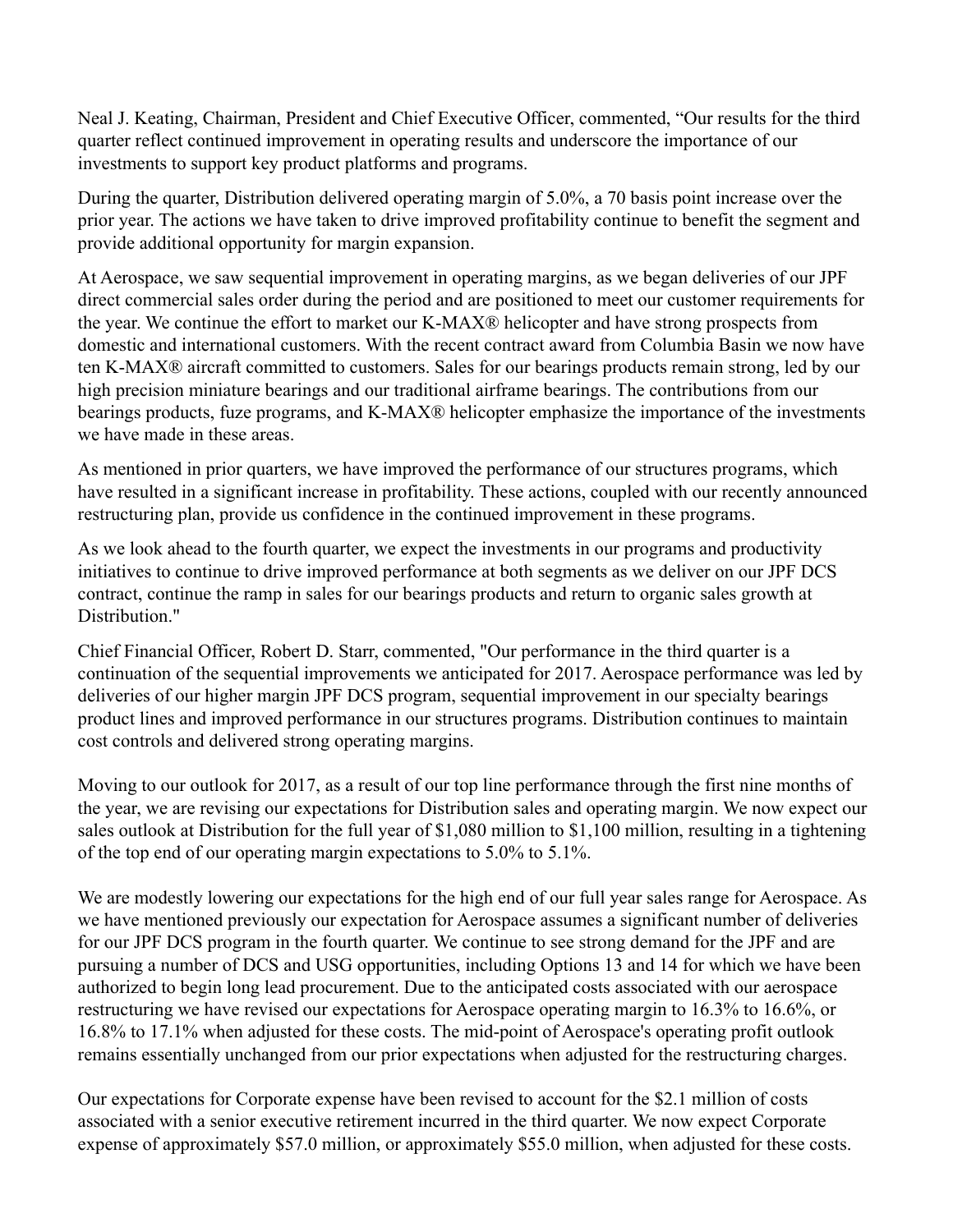Neal J. Keating, Chairman, President and Chief Executive Officer, commented, "Our results for the third quarter reflect continued improvement in operating results and underscore the importance of our investments to support key product platforms and programs.

During the quarter, Distribution delivered operating margin of 5.0%, a 70 basis point increase over the prior year. The actions we have taken to drive improved profitability continue to benefit the segment and provide additional opportunity for margin expansion.

At Aerospace, we saw sequential improvement in operating margins, as we began deliveries of our JPF direct commercial sales order during the period and are positioned to meet our customer requirements for the year. We continue the effort to market our K-MAX® helicopter and have strong prospects from domestic and international customers. With the recent contract award from Columbia Basin we now have ten K-MAX® aircraft committed to customers. Sales for our bearings products remain strong, led by our high precision miniature bearings and our traditional airframe bearings. The contributions from our bearings products, fuze programs, and K-MAX® helicopter emphasize the importance of the investments we have made in these areas.

As mentioned in prior quarters, we have improved the performance of our structures programs, which have resulted in a significant increase in profitability. These actions, coupled with our recently announced restructuring plan, provide us confidence in the continued improvement in these programs.

As we look ahead to the fourth quarter, we expect the investments in our programs and productivity initiatives to continue to drive improved performance at both segments as we deliver on our JPF DCS contract, continue the ramp in sales for our bearings products and return to organic sales growth at Distribution."

Chief Financial Officer, Robert D. Starr, commented, "Our performance in the third quarter is a continuation of the sequential improvements we anticipated for 2017. Aerospace performance was led by deliveries of our higher margin JPF DCS program, sequential improvement in our specialty bearings product lines and improved performance in our structures programs. Distribution continues to maintain cost controls and delivered strong operating margins.

Moving to our outlook for 2017, as a result of our top line performance through the first nine months of the year, we are revising our expectations for Distribution sales and operating margin. We now expect our sales outlook at Distribution for the full year of $1,080 million to $1,100 million, resulting in a tightening of the top end of our operating margin expectations to 5.0% to 5.1%.

We are modestly lowering our expectations for the high end of our full year sales range for Aerospace. As we have mentioned previously our expectation for Aerospace assumes a significant number of deliveries for our JPF DCS program in the fourth quarter. We continue to see strong demand for the JPF and are pursuing a number of DCS and USG opportunities, including Options 13 and 14 for which we have been authorized to begin long lead procurement. Due to the anticipated costs associated with our aerospace restructuring we have revised our expectations for Aerospace operating margin to 16.3% to 16.6%, or 16.8% to 17.1% when adjusted for these costs. The mid-point of Aerospace's operating profit outlook remains essentially unchanged from our prior expectations when adjusted for the restructuring charges.

Our expectations for Corporate expense have been revised to account for the $2.1 million of costs associated with a senior executive retirement incurred in the third quarter. We now expect Corporate expense of approximately $57.0 million, or approximately $55.0 million, when adjusted for these costs.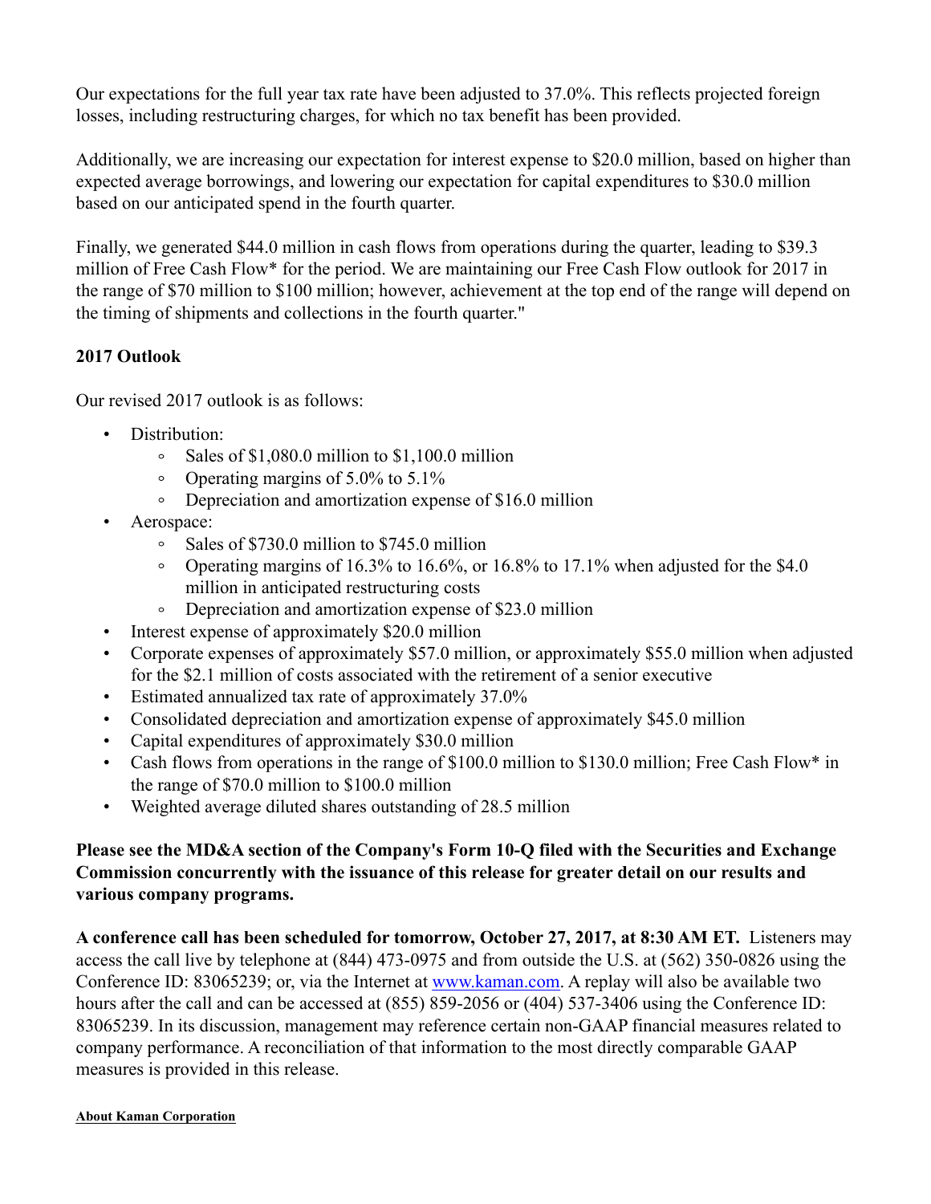Our expectations for the full year tax rate have been adjusted to 37.0%. This reflects projected foreign losses, including restructuring charges, for which no tax benefit has been provided.

Additionally, we are increasing our expectation for interest expense to $20.0 million, based on higher than expected average borrowings, and lowering our expectation for capital expenditures to $30.0 million based on our anticipated spend in the fourth quarter.

Finally, we generated $44.0 million in cash flows from operations during the quarter, leading to $39.3 million of Free Cash Flow* for the period. We are maintaining our Free Cash Flow outlook for 2017 in the range of $70 million to $100 million; however, achievement at the top end of the range will depend on the timing of shipments and collections in the fourth quarter."

**2017 Outlook**

Our revised 2017 outlook is as follows:

- Distribution:
    - Sales of $1,080.0 million to $1,100.0 million
    - Operating margins of 5.0% to 5.1%
    - Depreciation and amortization expense of $16.0 million
- Aerospace:
    - Sales of $730.0 million to $745.0 million
    - Operating margins of 16.3% to 16.6%, or 16.8% to 17.1% when adjusted for the $4.0 million in anticipated restructuring costs
    - Depreciation and amortization expense of $23.0 million
- Interest expense of approximately $20.0 million
- Corporate expenses of approximately $57.0 million, or approximately $55.0 million when adjusted for the $2.1 million of costs associated with the retirement of a senior executive
- Estimated annualized tax rate of approximately 37.0%
- Consolidated depreciation and amortization expense of approximately $45.0 million
- Capital expenditures of approximately $30.0 million
- Cash flows from operations in the range of $100.0 million to $130.0 million; Free Cash Flow* in the range of $70.0 million to $100.0 million
- Weighted average diluted shares outstanding of 28.5 million

**Please see the MD&A section of the Company's Form 10-Q filed with the Securities and Exchange Commission concurrently with the issuance of this release for greater detail on our results and various company programs.**

**A conference call has been scheduled for tomorrow, October 27, 2017, at 8:30 AM ET.** Listeners may access the call live by telephone at (844) 473-0975 and from outside the U.S. at (562) 350-0826 using the Conference ID: 83065239; or, via the Internet at www.kaman.com. A replay will also be available two hours after the call and can be accessed at (855) 859-2056 or (404) 537-3406 using the Conference ID: 83065239. In its discussion, management may reference certain non-GAAP financial measures related to company performance. A reconciliation of that information to the most directly comparable GAAP measures is provided in this release.

**About Kaman Corporation**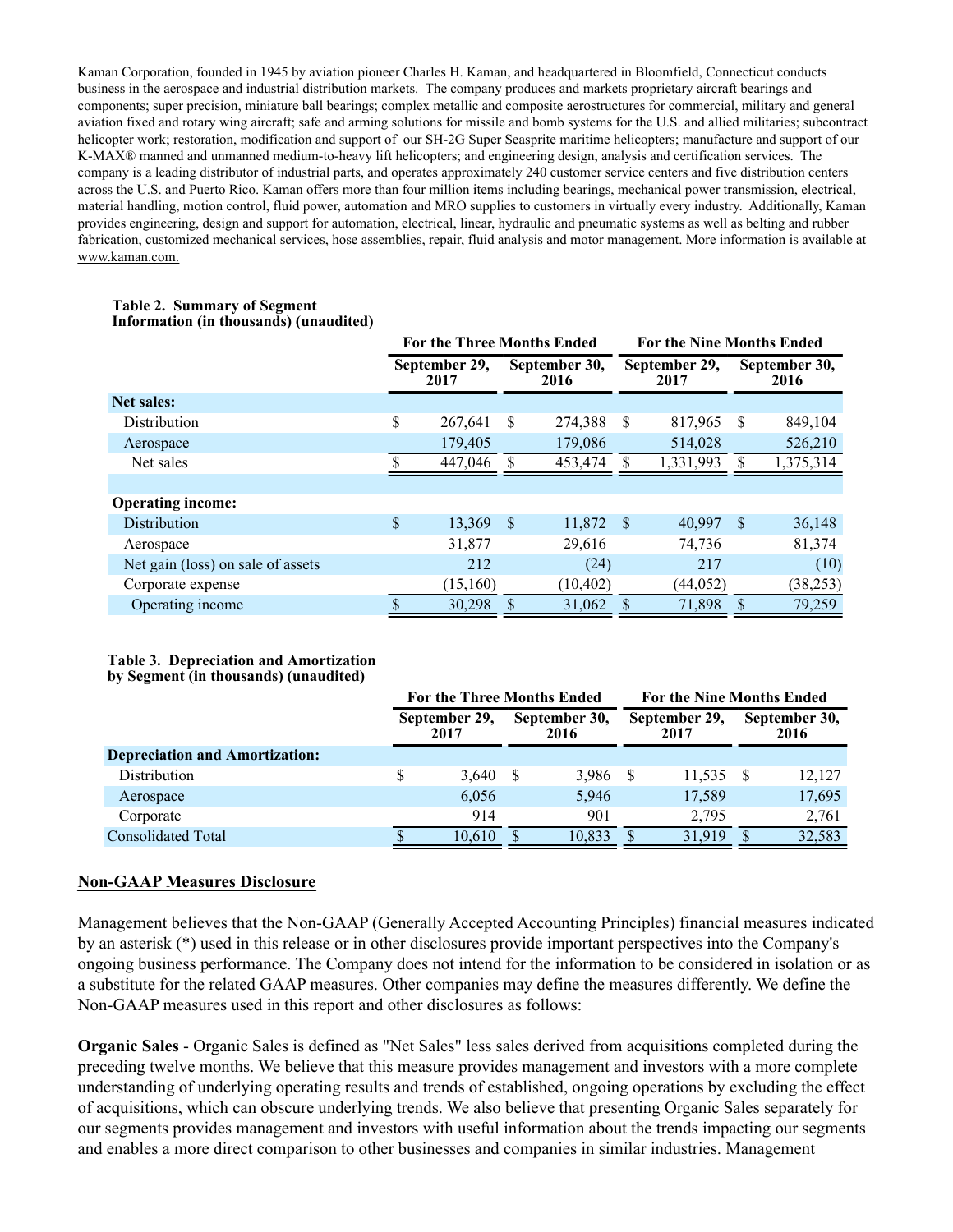Kaman Corporation, founded in 1945 by aviation pioneer Charles H. Kaman, and headquartered in Bloomfield, Connecticut conducts business in the aerospace and industrial distribution markets. The company produces and markets proprietary aircraft bearings and components; super precision, miniature ball bearings; complex metallic and composite aerostructures for commercial, military and general aviation fixed and rotary wing aircraft; safe and arming solutions for missile and bomb systems for the U.S. and allied militaries; subcontract helicopter work; restoration, modification and support of our SH-2G Super Seasprite maritime helicopters; manufacture and support of our K-MAX® manned and unmanned medium-to-heavy lift helicopters; and engineering design, analysis and certification services. The company is a leading distributor of industrial parts, and operates approximately 240 customer service centers and five distribution centers across the U.S. and Puerto Rico. Kaman offers more than four million items including bearings, mechanical power transmission, electrical, material handling, motion control, fluid power, automation and MRO supplies to customers in virtually every industry. Additionally, Kaman provides engineering, design and support for automation, electrical, linear, hydraulic and pneumatic systems as well as belting and rubber fabrication, customized mechanical services, hose assemblies, repair, fluid analysis and motor management. More information is available at www.kaman.com.

**Table 2. Summary of Segment Information (in thousands) (unaudited)**

| | For the Three Months Ended | | For the Nine Months Ended | |
|---|---|---|---|---|
| | September 29, 2017 | September 30, 2016 | September 29, 2017 | September 30, 2016 |
| **Net sales:** | | | | |
| Distribution | $ 267,641 | $ 274,388 | $ 817,965 | $ 849,104 |
| Aerospace | 179,405 | 179,086 | 514,028 | 526,210 |
| Net sales | $ 447,046 | $ 453,474 | $ 1,331,993 | $ 1,375,314 |
| | | | | |
| **Operating income:** | | | | |
| Distribution | $ 13,369 | $ 11,872 | $ 40,997 | $ 36,148 |
| Aerospace | 31,877 | 29,616 | 74,736 | 81,374 |
| Net gain (loss) on sale of assets | 212 | (24) | 217 | (10) |
| Corporate expense | (15,160) | (10,402) | (44,052) | (38,253) |
| Operating income | $ 30,298 | $ 31,062 | $ 71,898 | $ 79,259 |

**Table 3. Depreciation and Amortization by Segment (in thousands) (unaudited)**

| | For the Three Months Ended | | For the Nine Months Ended | |
|---|---|---|---|---|
| | September 29, 2017 | September 30, 2016 | September 29, 2017 | September 30, 2016 |
| **Depreciation and Amortization:** | | | | |
| Distribution | $ 3,640 | $ 3,986 | $ 11,535 | $ 12,127 |
| Aerospace | 6,056 | 5,946 | 17,589 | 17,695 |
| Corporate | 914 | 901 | 2,795 | 2,761 |
| Consolidated Total | $ 10,610 | $ 10,833 | $ 31,919 | $ 32,583 |

## Non-GAAP Measures Disclosure

Management believes that the Non-GAAP (Generally Accepted Accounting Principles) financial measures indicated by an asterisk (*) used in this release or in other disclosures provide important perspectives into the Company's ongoing business performance. The Company does not intend for the information to be considered in isolation or as a substitute for the related GAAP measures. Other companies may define the measures differently. We define the Non-GAAP measures used in this report and other disclosures as follows:

**Organic Sales** - Organic Sales is defined as "Net Sales" less sales derived from acquisitions completed during the preceding twelve months. We believe that this measure provides management and investors with a more complete understanding of underlying operating results and trends of established, ongoing operations by excluding the effect of acquisitions, which can obscure underlying trends. We also believe that presenting Organic Sales separately for our segments provides management and investors with useful information about the trends impacting our segments and enables a more direct comparison to other businesses and companies in similar industries. Management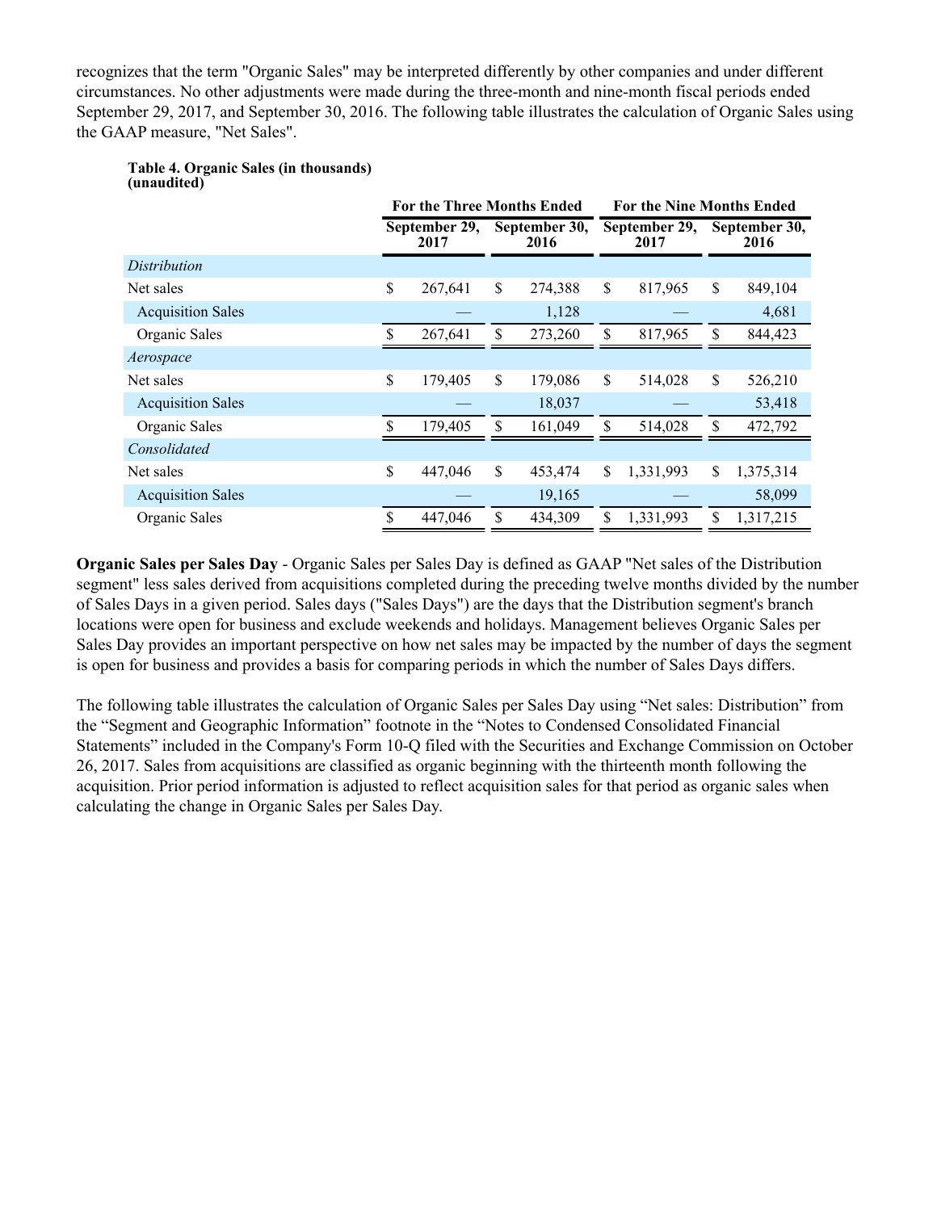recognizes that the term "Organic Sales" may be interpreted differently by other companies and under different circumstances. No other adjustments were made during the three-month and nine-month fiscal periods ended September 29, 2017, and September 30, 2016. The following table illustrates the calculation of Organic Sales using the GAAP measure, "Net Sales".

**Table 4. Organic Sales (in thousands) (unaudited)**

| | For the Three Months Ended | | For the Nine Months Ended | |
|---|---|---|---|---|
| | September 29, 2017 | September 30, 2016 | September 29, 2017 | September 30, 2016 |
| *Distribution* | | | | |
| Net sales | $ 267,641 | $ 274,388 | $ 817,965 | $ 849,104 |
| Acquisition Sales | — | 1,128 | — | 4,681 |
| Organic Sales | $ 267,641 | $ 273,260 | $ 817,965 | $ 844,423 |
| *Aerospace* | | | | |
| Net sales | $ 179,405 | $ 179,086 | $ 514,028 | $ 526,210 |
| Acquisition Sales | — | 18,037 | — | 53,418 |
| Organic Sales | $ 179,405 | $ 161,049 | $ 514,028 | $ 472,792 |
| *Consolidated* | | | | |
| Net sales | $ 447,046 | $ 453,474 | $ 1,331,993 | $ 1,375,314 |
| Acquisition Sales | — | 19,165 | — | 58,099 |
| Organic Sales | $ 447,046 | $ 434,309 | $ 1,331,993 | $ 1,317,215 |

**Organic Sales per Sales Day** - Organic Sales per Sales Day is defined as GAAP "Net sales of the Distribution segment" less sales derived from acquisitions completed during the preceding twelve months divided by the number of Sales Days in a given period. Sales days ("Sales Days") are the days that the Distribution segment's branch locations were open for business and exclude weekends and holidays. Management believes Organic Sales per Sales Day provides an important perspective on how net sales may be impacted by the number of days the segment is open for business and provides a basis for comparing periods in which the number of Sales Days differs.

The following table illustrates the calculation of Organic Sales per Sales Day using "Net sales: Distribution" from the "Segment and Geographic Information" footnote in the "Notes to Condensed Consolidated Financial Statements" included in the Company's Form 10-Q filed with the Securities and Exchange Commission on October 26, 2017. Sales from acquisitions are classified as organic beginning with the thirteenth month following the acquisition. Prior period information is adjusted to reflect acquisition sales for that period as organic sales when calculating the change in Organic Sales per Sales Day.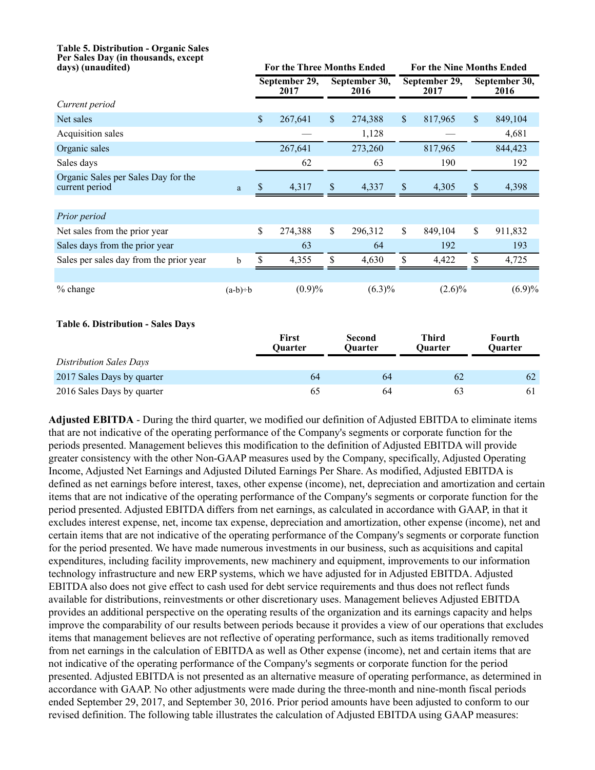**Table 5. Distribution - Organic Sales Per Sales Day (in thousands, except days) (unaudited)**

| | | For the Three Months Ended | | For the Nine Months Ended | |
|---|---|---|---|---|---|
| | | September 29, 2017 | September 30, 2016 | September 29, 2017 | September 30, 2016 |
| *Current period* | | | | | |
| Net sales | | $ 267,641 | $ 274,388 | $ 817,965 | $ 849,104 |
| Acquisition sales | | — | 1,128 | — | 4,681 |
| Organic sales | | 267,641 | 273,260 | 817,965 | 844,423 |
| Sales days | | 62 | 63 | 190 | 192 |
| Organic Sales per Sales Day for the current period | a | $ 4,317 | $ 4,337 | $ 4,305 | $ 4,398 |
| | | | | | |
| *Prior period* | | | | | |
| Net sales from the prior year | | $ 274,388 | $ 296,312 | $ 849,104 | $ 911,832 |
| Sales days from the prior year | | 63 | 64 | 192 | 193 |
| Sales per sales day from the prior year | b | $ 4,355 | $ 4,630 | $ 4,422 | $ 4,725 |
| | | | | | |
| % change | (a-b)÷b | (0.9)% | (6.3)% | (2.6)% | (6.9)% |

**Table 6. Distribution - Sales Days**

| | First Quarter | Second Quarter | Third Quarter | Fourth Quarter |
|---|---|---|---|---|
| *Distribution Sales Days* | | | | |
| 2017 Sales Days by quarter | 64 | 64 | 62 | 62 |
| 2016 Sales Days by quarter | 65 | 64 | 63 | 61 |

**Adjusted EBITDA** - During the third quarter, we modified our definition of Adjusted EBITDA to eliminate items that are not indicative of the operating performance of the Company's segments or corporate function for the periods presented. Management believes this modification to the definition of Adjusted EBITDA will provide greater consistency with the other Non-GAAP measures used by the Company, specifically, Adjusted Operating Income, Adjusted Net Earnings and Adjusted Diluted Earnings Per Share. As modified, Adjusted EBITDA is defined as net earnings before interest, taxes, other expense (income), net, depreciation and amortization and certain items that are not indicative of the operating performance of the Company's segments or corporate function for the period presented. Adjusted EBITDA differs from net earnings, as calculated in accordance with GAAP, in that it excludes interest expense, net, income tax expense, depreciation and amortization, other expense (income), net and certain items that are not indicative of the operating performance of the Company's segments or corporate function for the period presented. We have made numerous investments in our business, such as acquisitions and capital expenditures, including facility improvements, new machinery and equipment, improvements to our information technology infrastructure and new ERP systems, which we have adjusted for in Adjusted EBITDA. Adjusted EBITDA also does not give effect to cash used for debt service requirements and thus does not reflect funds available for distributions, reinvestments or other discretionary uses. Management believes Adjusted EBITDA provides an additional perspective on the operating results of the organization and its earnings capacity and helps improve the comparability of our results between periods because it provides a view of our operations that excludes items that management believes are not reflective of operating performance, such as items traditionally removed from net earnings in the calculation of EBITDA as well as Other expense (income), net and certain items that are not indicative of the operating performance of the Company's segments or corporate function for the period presented. Adjusted EBITDA is not presented as an alternative measure of operating performance, as determined in accordance with GAAP. No other adjustments were made during the three-month and nine-month fiscal periods ended September 29, 2017, and September 30, 2016. Prior period amounts have been adjusted to conform to our revised definition. The following table illustrates the calculation of Adjusted EBITDA using GAAP measures: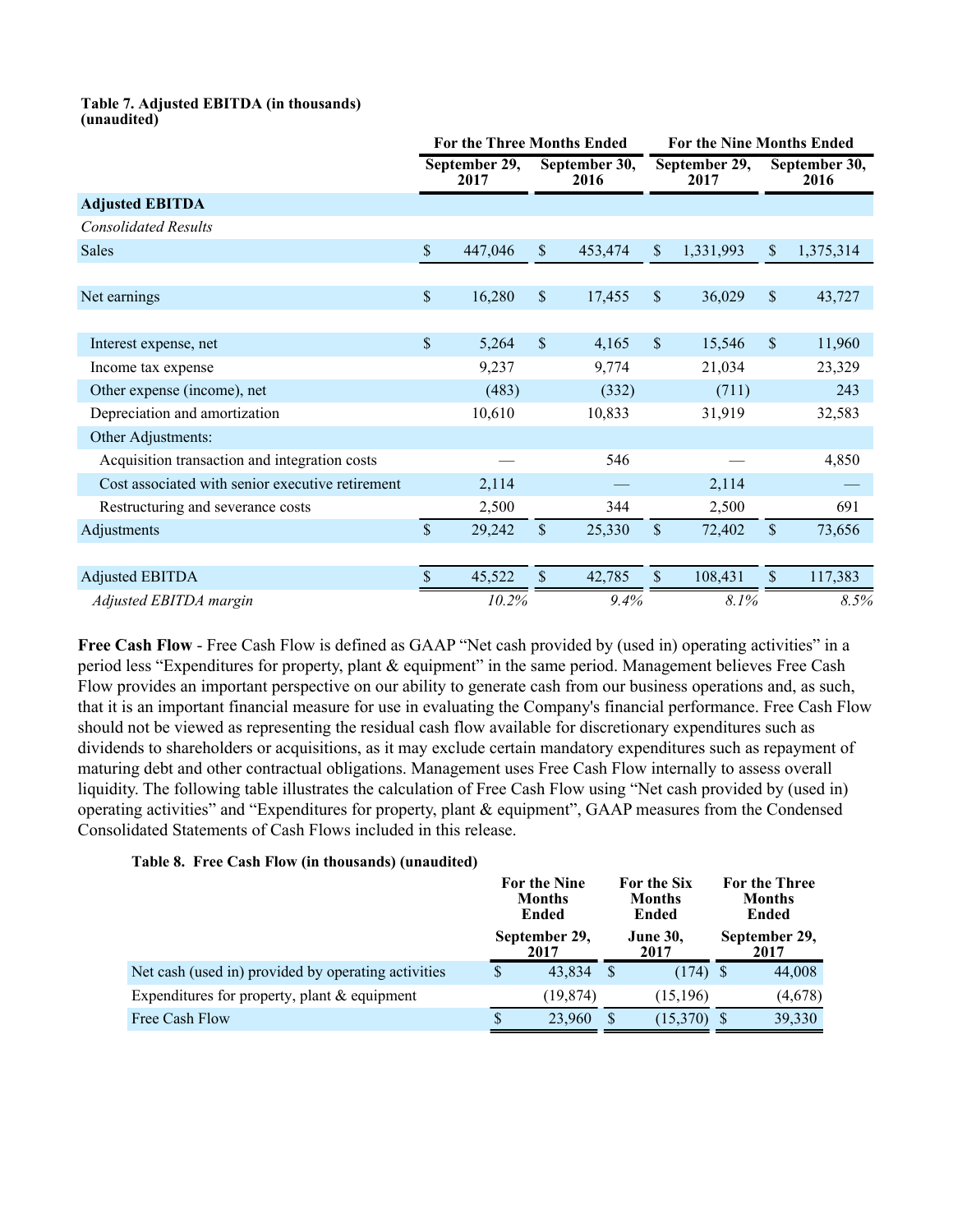**Table 7. Adjusted EBITDA (in thousands) (unaudited)**

| | For the Three Months Ended | | For the Nine Months Ended | |
|---|---|---|---|---|
| | September 29, 2017 | September 30, 2016 | September 29, 2017 | September 30, 2016 |
| **Adjusted EBITDA** | | | | |
| *Consolidated Results* | | | | |
| Sales | $ 447,046 | $ 453,474 | $ 1,331,993 | $ 1,375,314 |
| | | | | |
| Net earnings | $ 16,280 | $ 17,455 | $ 36,029 | $ 43,727 |
| | | | | |
| Interest expense, net | $ 5,264 | $ 4,165 | $ 15,546 | $ 11,960 |
| Income tax expense | 9,237 | 9,774 | 21,034 | 23,329 |
| Other expense (income), net | (483) | (332) | (711) | 243 |
| Depreciation and amortization | 10,610 | 10,833 | 31,919 | 32,583 |
| Other Adjustments: | | | | |
| Acquisition transaction and integration costs | — | 546 | — | 4,850 |
| Cost associated with senior executive retirement | 2,114 | — | 2,114 | — |
| Restructuring and severance costs | 2,500 | 344 | 2,500 | 691 |
| Adjustments | $ 29,242 | $ 25,330 | $ 72,402 | $ 73,656 |
| | | | | |
| Adjusted EBITDA | $ 45,522 | $ 42,785 | $ 108,431 | $ 117,383 |
| *Adjusted EBITDA margin* | *10.2%* | *9.4%* | *8.1%* | *8.5%* |

**Free Cash Flow** - Free Cash Flow is defined as GAAP "Net cash provided by (used in) operating activities" in a period less "Expenditures for property, plant & equipment" in the same period. Management believes Free Cash Flow provides an important perspective on our ability to generate cash from our business operations and, as such, that it is an important financial measure for use in evaluating the Company's financial performance. Free Cash Flow should not be viewed as representing the residual cash flow available for discretionary expenditures such as dividends to shareholders or acquisitions, as it may exclude certain mandatory expenditures such as repayment of maturing debt and other contractual obligations. Management uses Free Cash Flow internally to assess overall liquidity. The following table illustrates the calculation of Free Cash Flow using "Net cash provided by (used in) operating activities" and "Expenditures for property, plant & equipment", GAAP measures from the Condensed Consolidated Statements of Cash Flows included in this release.

**Table 8. Free Cash Flow (in thousands) (unaudited)**

| | For the Nine Months Ended | For the Six Months Ended | For the Three Months Ended |
|---|---|---|---|
| | September 29, 2017 | June 30, 2017 | September 29, 2017 |
| Net cash (used in) provided by operating activities | $ 43,834 | $ (174) | $ 44,008 |
| Expenditures for property, plant & equipment | (19,874) | (15,196) | (4,678) |
| Free Cash Flow | $ 23,960 | $ (15,370) | $ 39,330 |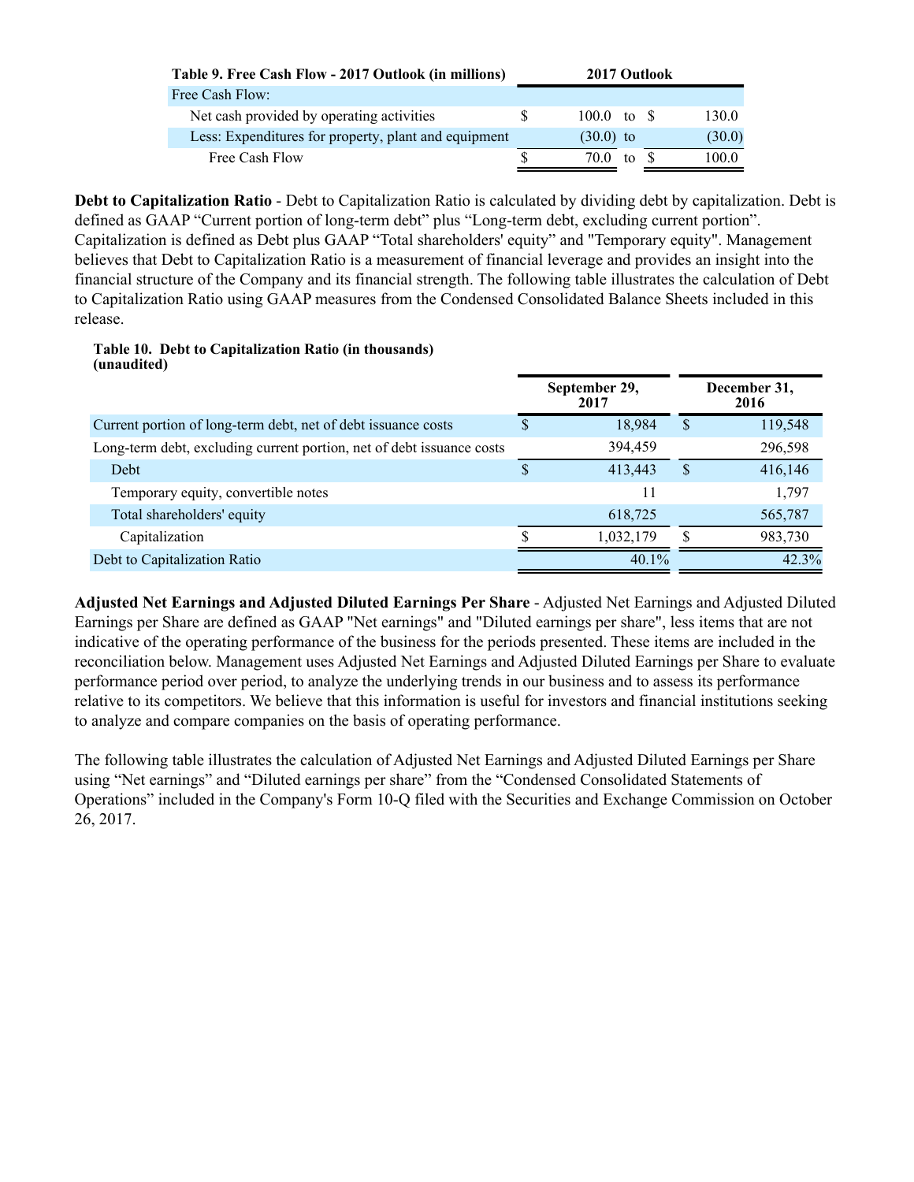| Table 9. Free Cash Flow - 2017 Outlook (in millions) | 2017 Outlook | |
|---|---|---|
| Free Cash Flow: | | |
| Net cash provided by operating activities | $ 100.0 to | $ 130.0 |
| Less: Expenditures for property, plant and equipment | (30.0) to | (30.0) |
| Free Cash Flow | $ 70.0 to | $ 100.0 |

**Debt to Capitalization Ratio** - Debt to Capitalization Ratio is calculated by dividing debt by capitalization. Debt is defined as GAAP "Current portion of long-term debt" plus "Long-term debt, excluding current portion". Capitalization is defined as Debt plus GAAP "Total shareholders' equity" and "Temporary equity". Management believes that Debt to Capitalization Ratio is a measurement of financial leverage and provides an insight into the financial structure of the Company and its financial strength. The following table illustrates the calculation of Debt to Capitalization Ratio using GAAP measures from the Condensed Consolidated Balance Sheets included in this release.

**Table 10. Debt to Capitalization Ratio (in thousands) (unaudited)**

| | September 29, 2017 | December 31, 2016 |
|---|---|---|
| Current portion of long-term debt, net of debt issuance costs | $ 18,984 | $ 119,548 |
| Long-term debt, excluding current portion, net of debt issuance costs | 394,459 | 296,598 |
| Debt | $ 413,443 | $ 416,146 |
| Temporary equity, convertible notes | 11 | 1,797 |
| Total shareholders' equity | 618,725 | 565,787 |
| Capitalization | $ 1,032,179 | $ 983,730 |
| Debt to Capitalization Ratio | 40.1% | 42.3% |

**Adjusted Net Earnings and Adjusted Diluted Earnings Per Share** - Adjusted Net Earnings and Adjusted Diluted Earnings per Share are defined as GAAP "Net earnings" and "Diluted earnings per share", less items that are not indicative of the operating performance of the business for the periods presented. These items are included in the reconciliation below. Management uses Adjusted Net Earnings and Adjusted Diluted Earnings per Share to evaluate performance period over period, to analyze the underlying trends in our business and to assess its performance relative to its competitors. We believe that this information is useful for investors and financial institutions seeking to analyze and compare companies on the basis of operating performance.

The following table illustrates the calculation of Adjusted Net Earnings and Adjusted Diluted Earnings per Share using "Net earnings" and "Diluted earnings per share" from the "Condensed Consolidated Statements of Operations" included in the Company's Form 10-Q filed with the Securities and Exchange Commission on October 26, 2017.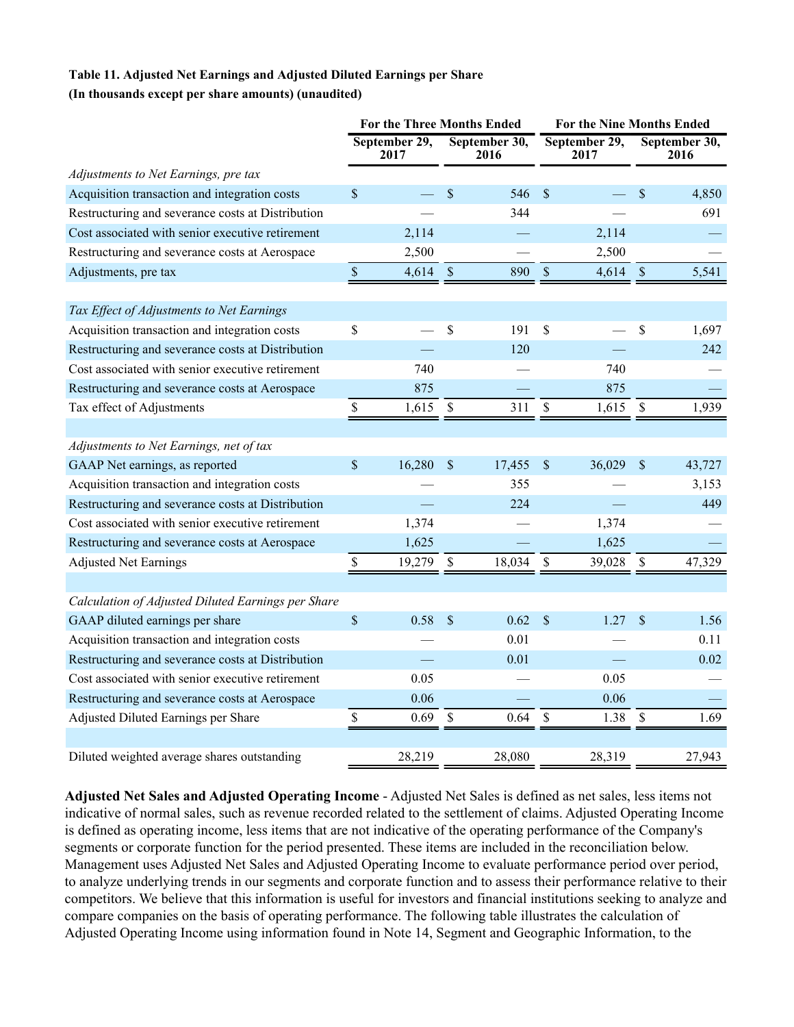**Table 11. Adjusted Net Earnings and Adjusted Diluted Earnings per Share**
**(In thousands except per share amounts) (unaudited)**

| | For the Three Months Ended | | For the Nine Months Ended | |
|---|---|---|---|---|
| | September 29, 2017 | September 30, 2016 | September 29, 2017 | September 30, 2016 |
| *Adjustments to Net Earnings, pre tax* | | | | |
| Acquisition transaction and integration costs | $ — | $ 546 | $ — | $ 4,850 |
| Restructuring and severance costs at Distribution | — | 344 | — | 691 |
| Cost associated with senior executive retirement | 2,114 | — | 2,114 | — |
| Restructuring and severance costs at Aerospace | 2,500 | — | 2,500 | — |
| Adjustments, pre tax | $ 4,614 | $ 890 | $ 4,614 | $ 5,541 |
| | | | | |
| *Tax Effect of Adjustments to Net Earnings* | | | | |
| Acquisition transaction and integration costs | $ — | $ 191 | $ — | $ 1,697 |
| Restructuring and severance costs at Distribution | — | 120 | — | 242 |
| Cost associated with senior executive retirement | 740 | — | 740 | — |
| Restructuring and severance costs at Aerospace | 875 | — | 875 | — |
| Tax effect of Adjustments | $ 1,615 | $ 311 | $ 1,615 | $ 1,939 |
| | | | | |
| *Adjustments to Net Earnings, net of tax* | | | | |
| GAAP Net earnings, as reported | $ 16,280 | $ 17,455 | $ 36,029 | $ 43,727 |
| Acquisition transaction and integration costs | — | 355 | — | 3,153 |
| Restructuring and severance costs at Distribution | — | 224 | — | 449 |
| Cost associated with senior executive retirement | 1,374 | — | 1,374 | — |
| Restructuring and severance costs at Aerospace | 1,625 | — | 1,625 | — |
| Adjusted Net Earnings | $ 19,279 | $ 18,034 | $ 39,028 | $ 47,329 |
| | | | | |
| *Calculation of Adjusted Diluted Earnings per Share* | | | | |
| GAAP diluted earnings per share | $ 0.58 | $ 0.62 | $ 1.27 | $ 1.56 |
| Acquisition transaction and integration costs | — | 0.01 | — | 0.11 |
| Restructuring and severance costs at Distribution | — | 0.01 | — | 0.02 |
| Cost associated with senior executive retirement | 0.05 | — | 0.05 | — |
| Restructuring and severance costs at Aerospace | 0.06 | — | 0.06 | — |
| Adjusted Diluted Earnings per Share | $ 0.69 | $ 0.64 | $ 1.38 | $ 1.69 |
| | | | | |
| Diluted weighted average shares outstanding | 28,219 | 28,080 | 28,319 | 27,943 |

**Adjusted Net Sales and Adjusted Operating Income** - Adjusted Net Sales is defined as net sales, less items not indicative of normal sales, such as revenue recorded related to the settlement of claims. Adjusted Operating Income is defined as operating income, less items that are not indicative of the operating performance of the Company's segments or corporate function for the period presented. These items are included in the reconciliation below. Management uses Adjusted Net Sales and Adjusted Operating Income to evaluate performance period over period, to analyze underlying trends in our segments and corporate function and to assess their performance relative to their competitors. We believe that this information is useful for investors and financial institutions seeking to analyze and compare companies on the basis of operating performance. The following table illustrates the calculation of Adjusted Operating Income using information found in Note 14, Segment and Geographic Information, to the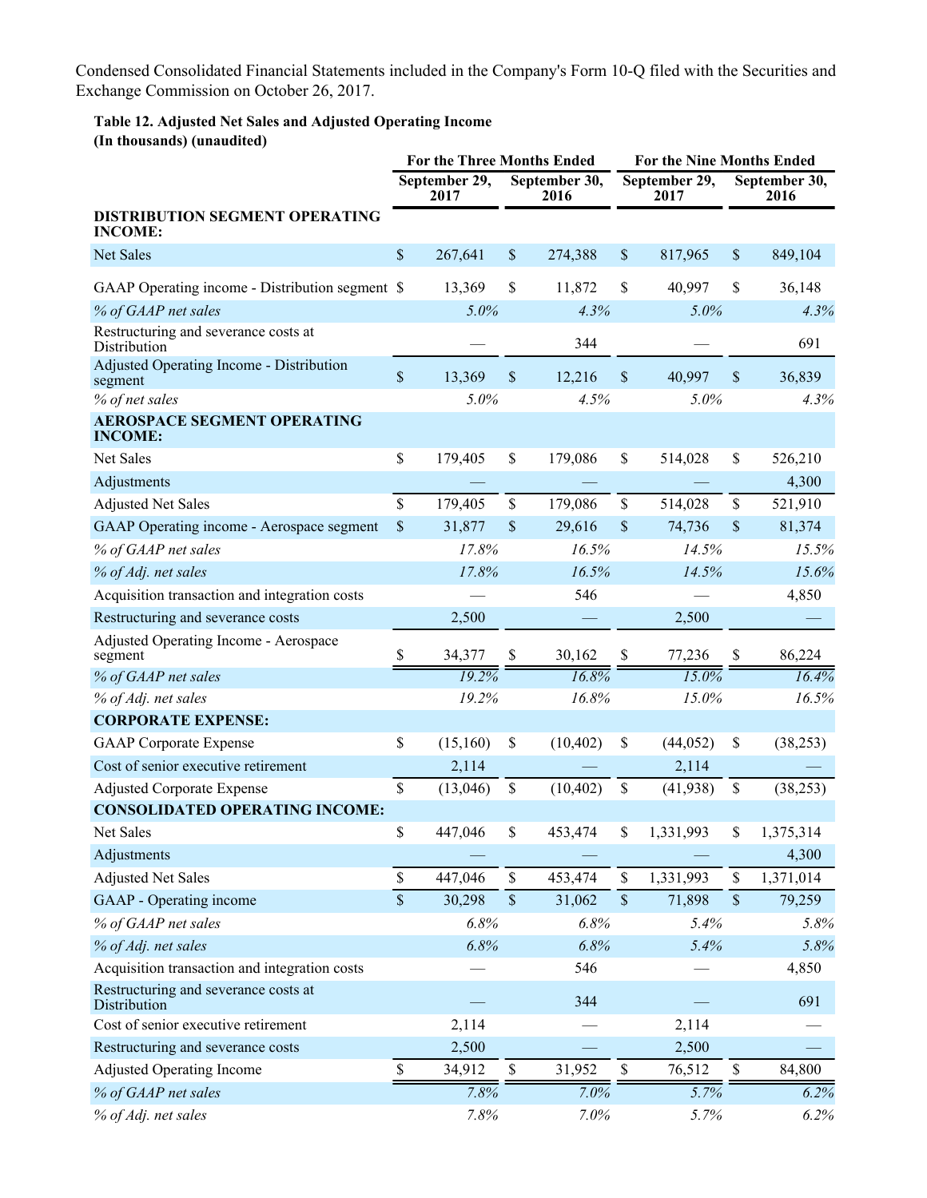Condensed Consolidated Financial Statements included in the Company's Form 10-Q filed with the Securities and Exchange Commission on October 26, 2017.

**Table 12. Adjusted Net Sales and Adjusted Operating Income**
**(In thousands) (unaudited)**

| | For the Three Months Ended | | For the Nine Months Ended | |
|---|---|---|---|---|
| | September 29, 2017 | September 30, 2016 | September 29, 2017 | September 30, 2016 |
| **DISTRIBUTION SEGMENT OPERATING INCOME:** | | | | |
| Net Sales | $ 267,641 | $ 274,388 | $ 817,965 | $ 849,104 |
| GAAP Operating income - Distribution segment | $ 13,369 | $ 11,872 | $ 40,997 | $ 36,148 |
| *% of GAAP net sales* | *5.0%* | *4.3%* | *5.0%* | *4.3%* |
| Restructuring and severance costs at Distribution | — | 344 | — | 691 |
| Adjusted Operating Income - Distribution segment | $ 13,369 | $ 12,216 | $ 40,997 | $ 36,839 |
| *% of net sales* | *5.0%* | *4.5%* | *5.0%* | *4.3%* |
| **AEROSPACE SEGMENT OPERATING INCOME:** | | | | |
| Net Sales | $ 179,405 | $ 179,086 | $ 514,028 | $ 526,210 |
| Adjustments | — | — | — | 4,300 |
| Adjusted Net Sales | $ 179,405 | $ 179,086 | $ 514,028 | $ 521,910 |
| GAAP Operating income - Aerospace segment | $ 31,877 | $ 29,616 | $ 74,736 | $ 81,374 |
| *% of GAAP net sales* | *17.8%* | *16.5%* | *14.5%* | *15.5%* |
| *% of Adj. net sales* | *17.8%* | *16.5%* | *14.5%* | *15.6%* |
| Acquisition transaction and integration costs | — | 546 | — | 4,850 |
| Restructuring and severance costs | 2,500 | — | 2,500 | — |
| Adjusted Operating Income - Aerospace segment | $ 34,377 | $ 30,162 | $ 77,236 | $ 86,224 |
| *% of GAAP net sales* | *19.2%* | *16.8%* | *15.0%* | *16.4%* |
| *% of Adj. net sales* | *19.2%* | *16.8%* | *15.0%* | *16.5%* |
| **CORPORATE EXPENSE:** | | | | |
| GAAP Corporate Expense | $ (15,160) | $ (10,402) | $ (44,052) | $ (38,253) |
| Cost of senior executive retirement | 2,114 | — | 2,114 | — |
| Adjusted Corporate Expense | $ (13,046) | $ (10,402) | $ (41,938) | $ (38,253) |
| **CONSOLIDATED OPERATING INCOME:** | | | | |
| Net Sales | $ 447,046 | $ 453,474 | $ 1,331,993 | $ 1,375,314 |
| Adjustments | — | — | — | 4,300 |
| Adjusted Net Sales | $ 447,046 | $ 453,474 | $ 1,331,993 | $ 1,371,014 |
| GAAP - Operating income | $ 30,298 | $ 31,062 | $ 71,898 | $ 79,259 |
| *% of GAAP net sales* | *6.8%* | *6.8%* | *5.4%* | *5.8%* |
| *% of Adj. net sales* | *6.8%* | *6.8%* | *5.4%* | *5.8%* |
| Acquisition transaction and integration costs | — | 546 | — | 4,850 |
| Restructuring and severance costs at Distribution | — | 344 | — | 691 |
| Cost of senior executive retirement | 2,114 | — | 2,114 | — |
| Restructuring and severance costs | 2,500 | — | 2,500 | — |
| Adjusted Operating Income | $ 34,912 | $ 31,952 | $ 76,512 | $ 84,800 |
| *% of GAAP net sales* | *7.8%* | *7.0%* | *5.7%* | *6.2%* |
| *% of Adj. net sales* | *7.8%* | *7.0%* | *5.7%* | *6.2%* |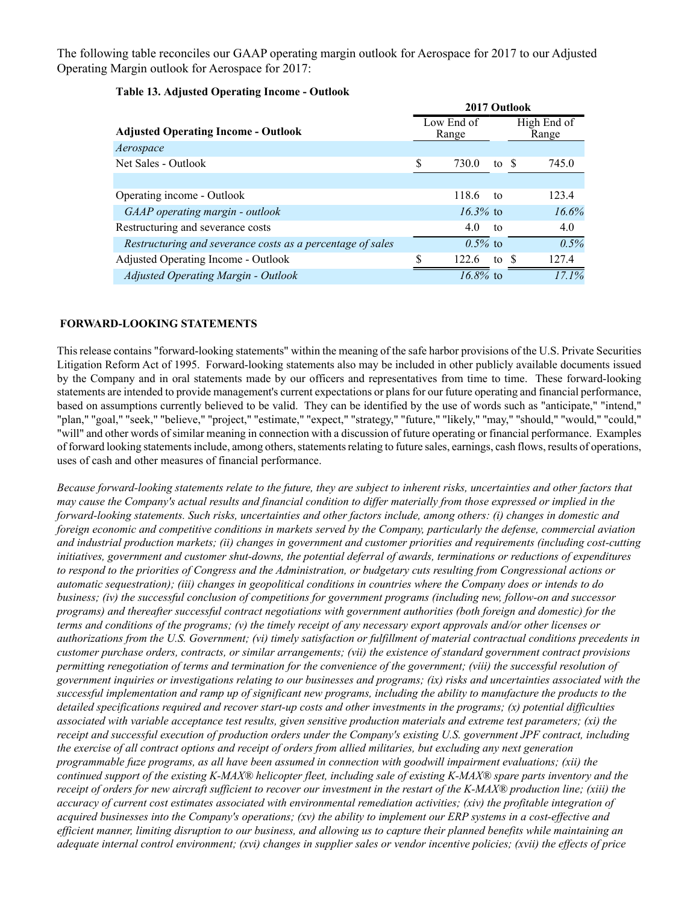The following table reconciles our GAAP operating margin outlook for Aerospace for 2017 to our Adjusted Operating Margin outlook for Aerospace for 2017:

**Table 13. Adjusted Operating Income - Outlook**

| | 2017 Outlook | | |
|---|---|---|---|
| **Adjusted Operating Income - Outlook** | Low End of Range | | High End of Range |
| *Aerospace* | | | |
| Net Sales - Outlook | $ 730.0 | to | $ 745.0 |
| | | | |
| Operating income - Outlook | 118.6 | to | 123.4 |
| *GAAP operating margin - outlook* | *16.3%* | to | *16.6%* |
| Restructuring and severance costs | 4.0 | to | 4.0 |
| *Restructuring and severance costs as a percentage of sales* | *0.5%* | to | *0.5%* |
| Adjusted Operating Income - Outlook | $ 122.6 | to | $ 127.4 |
| *Adjusted Operating Margin - Outlook* | *16.8%* | to | *17.1%* |

**FORWARD-LOOKING STATEMENTS**

This release contains "forward-looking statements" within the meaning of the safe harbor provisions of the U.S. Private Securities Litigation Reform Act of 1995. Forward-looking statements also may be included in other publicly available documents issued by the Company and in oral statements made by our officers and representatives from time to time. These forward-looking statements are intended to provide management's current expectations or plans for our future operating and financial performance, based on assumptions currently believed to be valid. They can be identified by the use of words such as "anticipate," "intend," "plan," "goal," "seek," "believe," "project," "estimate," "expect," "strategy," "future," "likely," "may," "should," "would," "could," "will" and other words of similar meaning in connection with a discussion of future operating or financial performance. Examples of forward looking statements include, among others, statements relating to future sales, earnings, cash flows, results of operations, uses of cash and other measures of financial performance.

*Because forward-looking statements relate to the future, they are subject to inherent risks, uncertainties and other factors that may cause the Company's actual results and financial condition to differ materially from those expressed or implied in the forward-looking statements. Such risks, uncertainties and other factors include, among others: (i) changes in domestic and foreign economic and competitive conditions in markets served by the Company, particularly the defense, commercial aviation and industrial production markets; (ii) changes in government and customer priorities and requirements (including cost-cutting initiatives, government and customer shut-downs, the potential deferral of awards, terminations or reductions of expenditures to respond to the priorities of Congress and the Administration, or budgetary cuts resulting from Congressional actions or automatic sequestration); (iii) changes in geopolitical conditions in countries where the Company does or intends to do business; (iv) the successful conclusion of competitions for government programs (including new, follow-on and successor programs) and thereafter successful contract negotiations with government authorities (both foreign and domestic) for the terms and conditions of the programs; (v) the timely receipt of any necessary export approvals and/or other licenses or authorizations from the U.S. Government; (vi) timely satisfaction or fulfillment of material contractual conditions precedents in customer purchase orders, contracts, or similar arrangements; (vii) the existence of standard government contract provisions permitting renegotiation of terms and termination for the convenience of the government; (viii) the successful resolution of government inquiries or investigations relating to our businesses and programs; (ix) risks and uncertainties associated with the successful implementation and ramp up of significant new programs, including the ability to manufacture the products to the detailed specifications required and recover start-up costs and other investments in the programs; (x) potential difficulties associated with variable acceptance test results, given sensitive production materials and extreme test parameters; (xi) the receipt and successful execution of production orders under the Company's existing U.S. government JPF contract, including the exercise of all contract options and receipt of orders from allied militaries, but excluding any next generation programmable fuze programs, as all have been assumed in connection with goodwill impairment evaluations; (xii) the continued support of the existing K-MAX® helicopter fleet, including sale of existing K-MAX® spare parts inventory and the receipt of orders for new aircraft sufficient to recover our investment in the restart of the K-MAX® production line; (xiii) the accuracy of current cost estimates associated with environmental remediation activities; (xiv) the profitable integration of acquired businesses into the Company's operations; (xv) the ability to implement our ERP systems in a cost-effective and efficient manner, limiting disruption to our business, and allowing us to capture their planned benefits while maintaining an adequate internal control environment; (xvi) changes in supplier sales or vendor incentive policies; (xvii) the effects of price*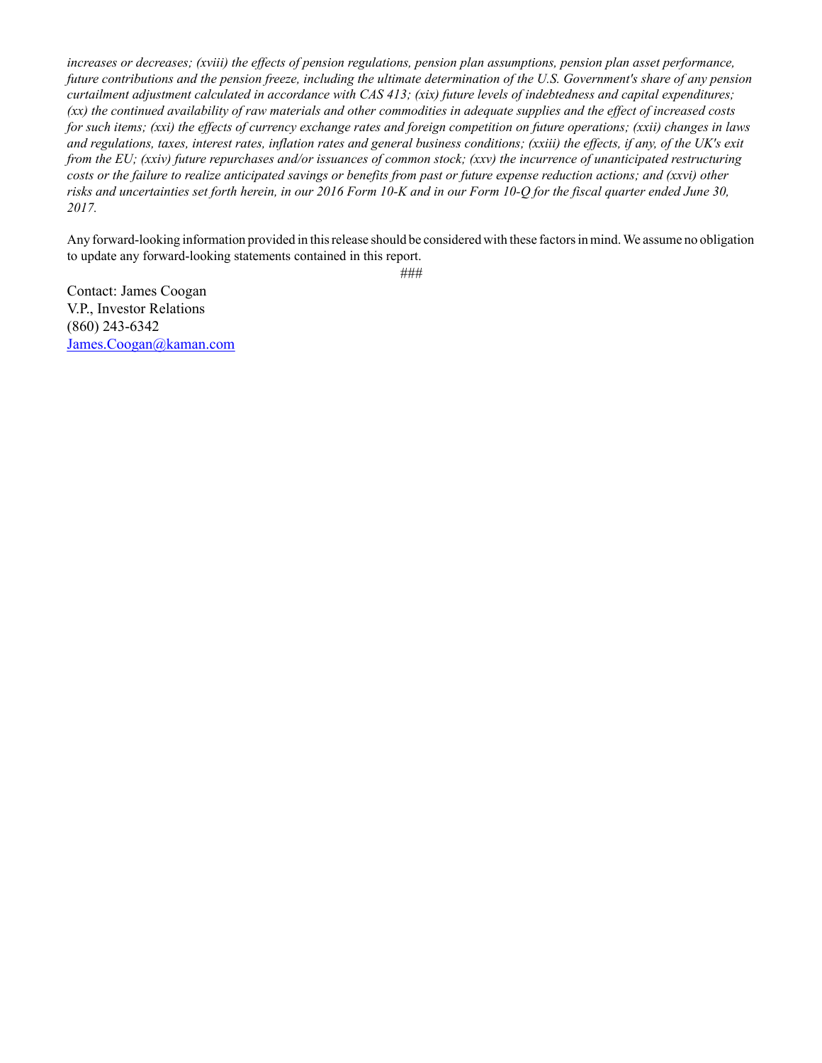*increases or decreases; (xviii) the effects of pension regulations, pension plan assumptions, pension plan asset performance, future contributions and the pension freeze, including the ultimate determination of the U.S. Government's share of any pension curtailment adjustment calculated in accordance with CAS 413; (xix) future levels of indebtedness and capital expenditures; (xx) the continued availability of raw materials and other commodities in adequate supplies and the effect of increased costs for such items; (xxi) the effects of currency exchange rates and foreign competition on future operations; (xxii) changes in laws and regulations, taxes, interest rates, inflation rates and general business conditions; (xxiii) the effects, if any, of the UK's exit from the EU; (xxiv) future repurchases and/or issuances of common stock; (xxv) the incurrence of unanticipated restructuring costs or the failure to realize anticipated savings or benefits from past or future expense reduction actions; and (xxvi) other risks and uncertainties set forth herein, in our 2016 Form 10-K and in our Form 10-Q for the fiscal quarter ended June 30, 2017.*

Any forward-looking information provided in this release should be considered with these factors in mind. We assume no obligation to update any forward-looking statements contained in this report.

###

Contact: James Coogan
V.P., Investor Relations
(860) 243-6342
James.Coogan@kaman.com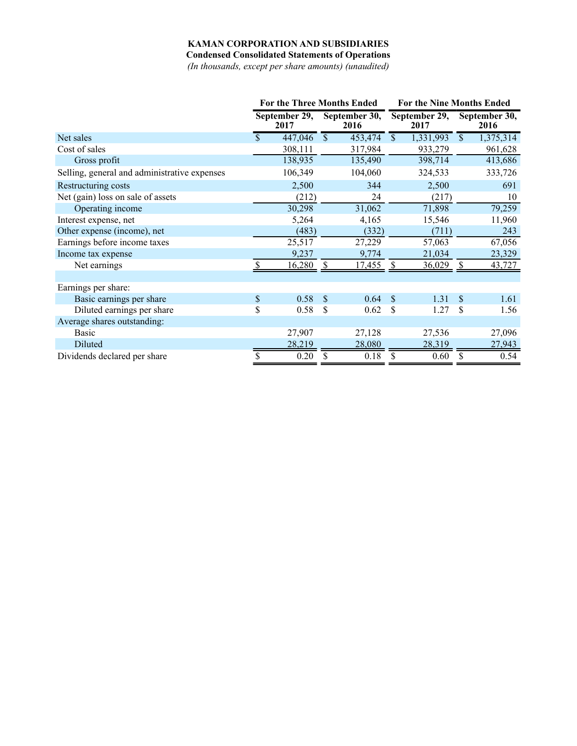**KAMAN CORPORATION AND SUBSIDIARIES**
**Condensed Consolidated Statements of Operations**
*(In thousands, except per share amounts) (unaudited)*

| | For the Three Months Ended | | For the Nine Months Ended | |
|---|---|---|---|---|
| | September 29, 2017 | September 30, 2016 | September 29, 2017 | September 30, 2016 |
| Net sales | $ 447,046 | $ 453,474 | $ 1,331,993 | $ 1,375,314 |
| Cost of sales | 308,111 | 317,984 | 933,279 | 961,628 |
| Gross profit | 138,935 | 135,490 | 398,714 | 413,686 |
| Selling, general and administrative expenses | 106,349 | 104,060 | 324,533 | 333,726 |
| Restructuring costs | 2,500 | 344 | 2,500 | 691 |
| Net (gain) loss on sale of assets | (212) | 24 | (217) | 10 |
| Operating income | 30,298 | 31,062 | 71,898 | 79,259 |
| Interest expense, net | 5,264 | 4,165 | 15,546 | 11,960 |
| Other expense (income), net | (483) | (332) | (711) | 243 |
| Earnings before income taxes | 25,517 | 27,229 | 57,063 | 67,056 |
| Income tax expense | 9,237 | 9,774 | 21,034 | 23,329 |
| Net earnings | $ 16,280 | $ 17,455 | $ 36,029 | $ 43,727 |
| | | | | |
| Earnings per share: | | | | |
| Basic earnings per share | $ 0.58 | $ 0.64 | $ 1.31 | $ 1.61 |
| Diluted earnings per share | $ 0.58 | $ 0.62 | $ 1.27 | $ 1.56 |
| Average shares outstanding: | | | | |
| Basic | 27,907 | 27,128 | 27,536 | 27,096 |
| Diluted | 28,219 | 28,080 | 28,319 | 27,943 |
| Dividends declared per share | $ 0.20 | $ 0.18 | $ 0.60 | $ 0.54 |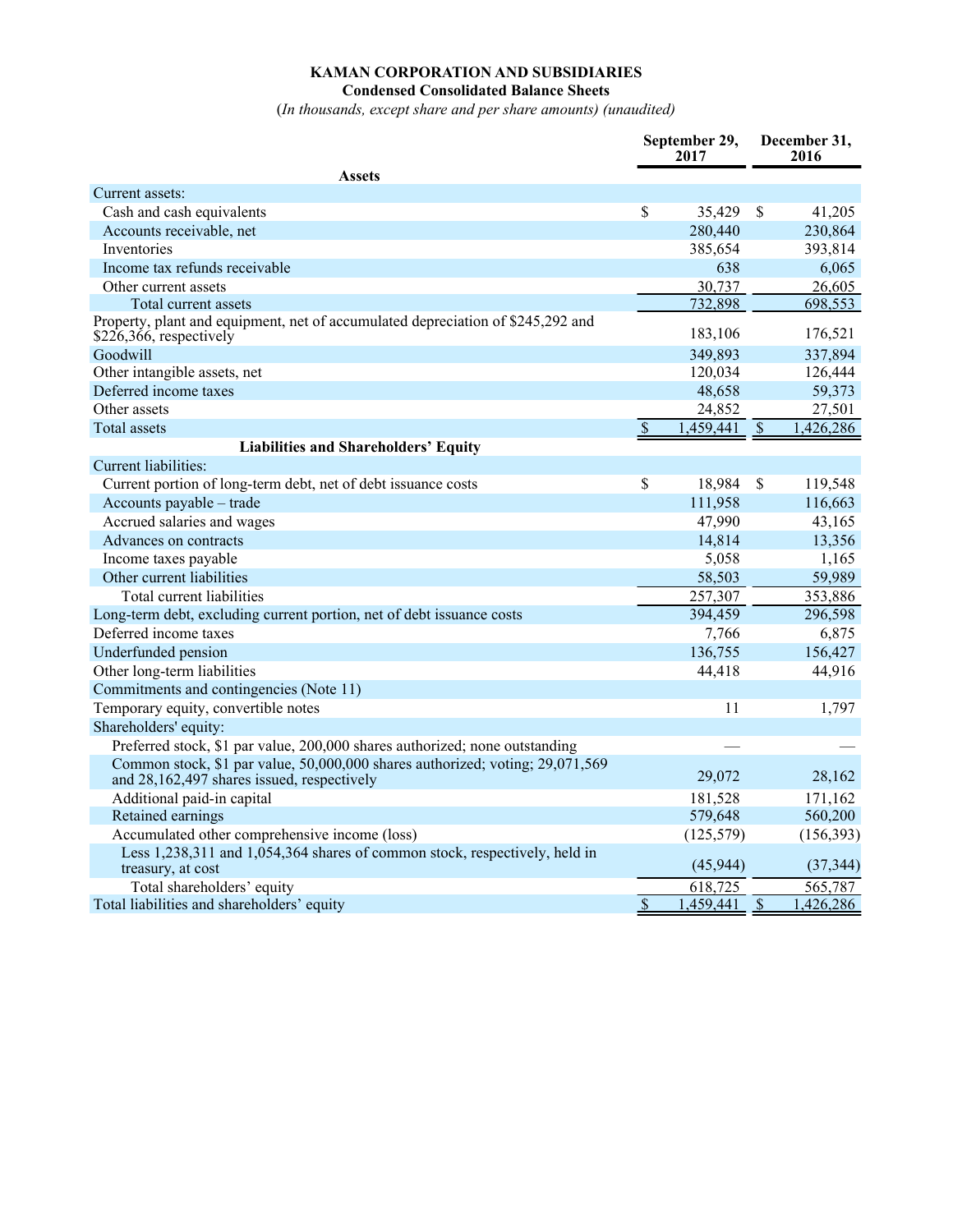**KAMAN CORPORATION AND SUBSIDIARIES**

**Condensed Consolidated Balance Sheets**

(*In thousands, except share and per share amounts) (unaudited)*

| | September 29, 2017 | December 31, 2016 |
|---|---|---|
| **Assets** | | |
| Current assets: | | |
| Cash and cash equivalents | $ 35,429 | $ 41,205 |
| Accounts receivable, net | 280,440 | 230,864 |
| Inventories | 385,654 | 393,814 |
| Income tax refunds receivable | 638 | 6,065 |
| Other current assets | 30,737 | 26,605 |
| Total current assets | 732,898 | 698,553 |
| Property, plant and equipment, net of accumulated depreciation of $245,292 and $226,366, respectively | 183,106 | 176,521 |
| Goodwill | 349,893 | 337,894 |
| Other intangible assets, net | 120,034 | 126,444 |
| Deferred income taxes | 48,658 | 59,373 |
| Other assets | 24,852 | 27,501 |
| Total assets | $ 1,459,441 | $ 1,426,286 |
| **Liabilities and Shareholders' Equity** | | |
| Current liabilities: | | |
| Current portion of long-term debt, net of debt issuance costs | $ 18,984 | $ 119,548 |
| Accounts payable – trade | 111,958 | 116,663 |
| Accrued salaries and wages | 47,990 | 43,165 |
| Advances on contracts | 14,814 | 13,356 |
| Income taxes payable | 5,058 | 1,165 |
| Other current liabilities | 58,503 | 59,989 |
| Total current liabilities | 257,307 | 353,886 |
| Long-term debt, excluding current portion, net of debt issuance costs | 394,459 | 296,598 |
| Deferred income taxes | 7,766 | 6,875 |
| Underfunded pension | 136,755 | 156,427 |
| Other long-term liabilities | 44,418 | 44,916 |
| Commitments and contingencies (Note 11) | | |
| Temporary equity, convertible notes | 11 | 1,797 |
| Shareholders' equity: | | |
| Preferred stock, $1 par value, 200,000 shares authorized; none outstanding | — | — |
| Common stock, $1 par value, 50,000,000 shares authorized; voting; 29,071,569 and 28,162,497 shares issued, respectively | 29,072 | 28,162 |
| Additional paid-in capital | 181,528 | 171,162 |
| Retained earnings | 579,648 | 560,200 |
| Accumulated other comprehensive income (loss) | (125,579) | (156,393) |
| Less 1,238,311 and 1,054,364 shares of common stock, respectively, held in treasury, at cost | (45,944) | (37,344) |
| Total shareholders' equity | 618,725 | 565,787 |
| Total liabilities and shareholders' equity | $ 1,459,441 | $ 1,426,286 |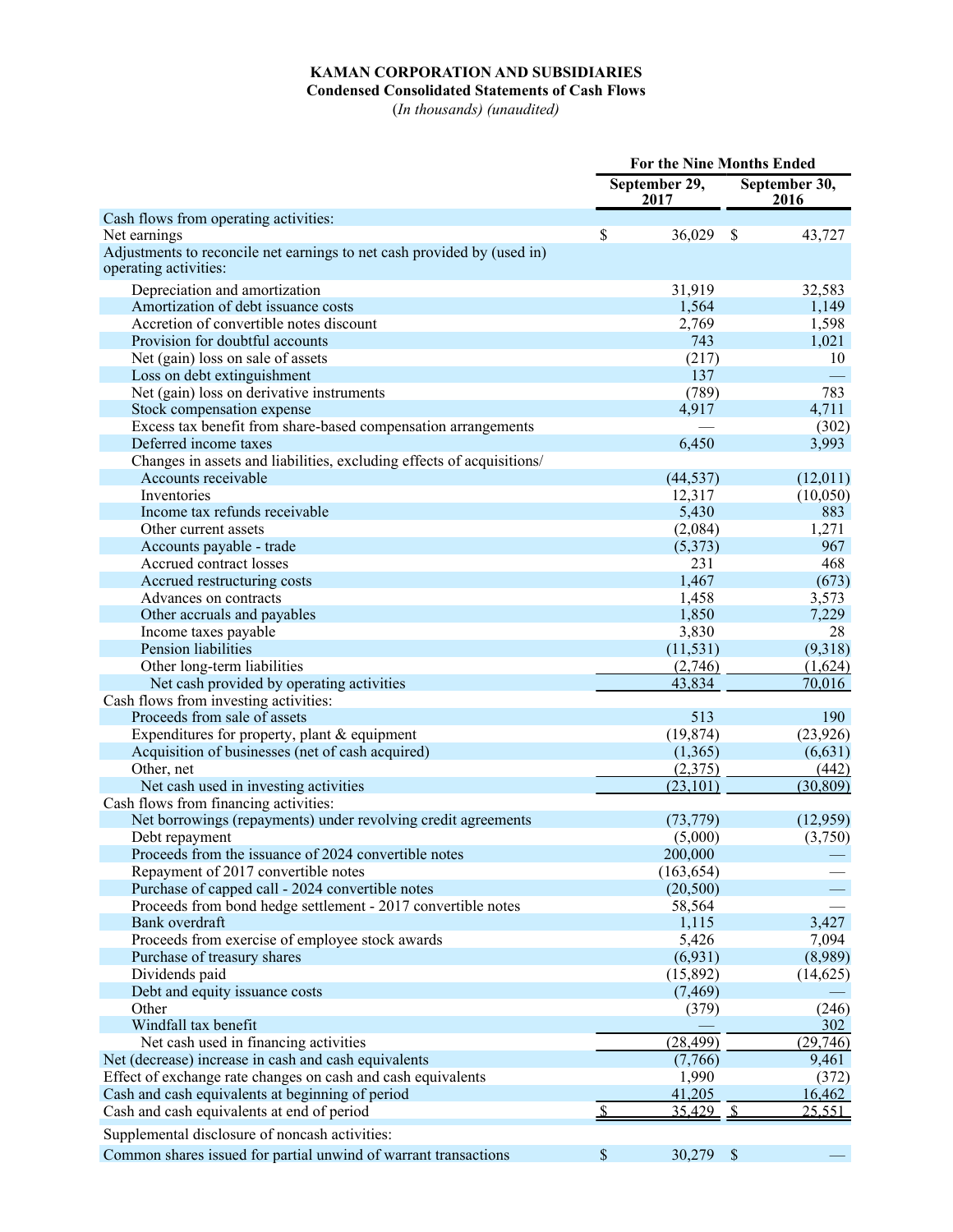**KAMAN CORPORATION AND SUBSIDIARIES**
**Condensed Consolidated Statements of Cash Flows**
*(In thousands) (unaudited)*

| | For the Nine Months Ended | |
|---|---|---|
| | September 29, 2017 | September 30, 2016 |
| Cash flows from operating activities: | | |
| Net earnings | $ 36,029 | $ 43,727 |
| Adjustments to reconcile net earnings to net cash provided by (used in) operating activities: | | |
| Depreciation and amortization | 31,919 | 32,583 |
| Amortization of debt issuance costs | 1,564 | 1,149 |
| Accretion of convertible notes discount | 2,769 | 1,598 |
| Provision for doubtful accounts | 743 | 1,021 |
| Net (gain) loss on sale of assets | (217) | 10 |
| Loss on debt extinguishment | 137 | — |
| Net (gain) loss on derivative instruments | (789) | 783 |
| Stock compensation expense | 4,917 | 4,711 |
| Excess tax benefit from share-based compensation arrangements | — | (302) |
| Deferred income taxes | 6,450 | 3,993 |
| Changes in assets and liabilities, excluding effects of acquisitions/ | | |
| Accounts receivable | (44,537) | (12,011) |
| Inventories | 12,317 | (10,050) |
| Income tax refunds receivable | 5,430 | 883 |
| Other current assets | (2,084) | 1,271 |
| Accounts payable - trade | (5,373) | 967 |
| Accrued contract losses | 231 | 468 |
| Accrued restructuring costs | 1,467 | (673) |
| Advances on contracts | 1,458 | 3,573 |
| Other accruals and payables | 1,850 | 7,229 |
| Income taxes payable | 3,830 | 28 |
| Pension liabilities | (11,531) | (9,318) |
| Other long-term liabilities | (2,746) | (1,624) |
| Net cash provided by operating activities | 43,834 | 70,016 |
| Cash flows from investing activities: | | |
| Proceeds from sale of assets | 513 | 190 |
| Expenditures for property, plant & equipment | (19,874) | (23,926) |
| Acquisition of businesses (net of cash acquired) | (1,365) | (6,631) |
| Other, net | (2,375) | (442) |
| Net cash used in investing activities | (23,101) | (30,809) |
| Cash flows from financing activities: | | |
| Net borrowings (repayments) under revolving credit agreements | (73,779) | (12,959) |
| Debt repayment | (5,000) | (3,750) |
| Proceeds from the issuance of 2024 convertible notes | 200,000 | — |
| Repayment of 2017 convertible notes | (163,654) | — |
| Purchase of capped call - 2024 convertible notes | (20,500) | — |
| Proceeds from bond hedge settlement - 2017 convertible notes | 58,564 | — |
| Bank overdraft | 1,115 | 3,427 |
| Proceeds from exercise of employee stock awards | 5,426 | 7,094 |
| Purchase of treasury shares | (6,931) | (8,989) |
| Dividends paid | (15,892) | (14,625) |
| Debt and equity issuance costs | (7,469) | — |
| Other | (379) | (246) |
| Windfall tax benefit | — | 302 |
| Net cash used in financing activities | (28,499) | (29,746) |
| Net (decrease) increase in cash and cash equivalents | (7,766) | 9,461 |
| Effect of exchange rate changes on cash and cash equivalents | 1,990 | (372) |
| Cash and cash equivalents at beginning of period | 41,205 | 16,462 |
| Cash and cash equivalents at end of period | $ 35,429 | $ 25,551 |
| Supplemental disclosure of noncash activities: | | |
| Common shares issued for partial unwind of warrant transactions | $ 30,279 | $ — |